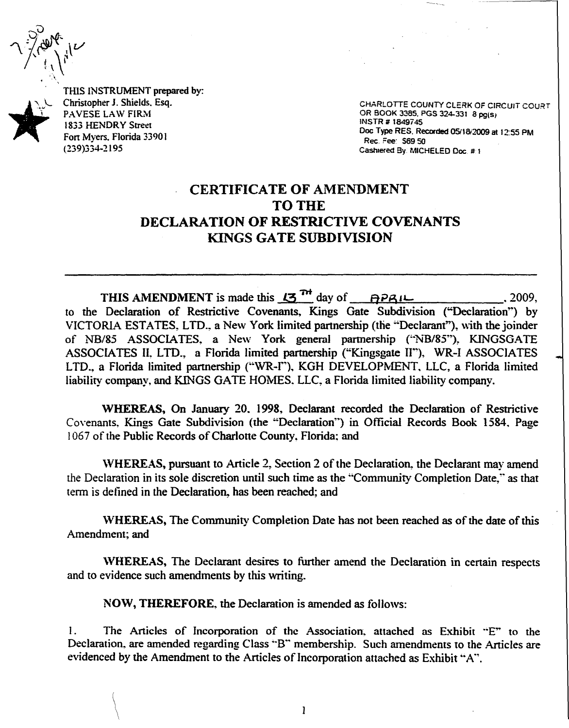THIS INSTRUMENT prepared by:
Christopher J. Shields, Esq.
PAVESE LAW FIRM
1833 HENDRY Street
Fort Myers, Florida 33901
(239)334-2195

CHARLOTTE COUNTY CLERK OF CIRCUIT COURT
OR BOOK 3385, PGS 324-331 8 pg(s)
INSTR # 1849745
Doc Type RES, Recorded 05/18/2009 at 12:55 PM
Rec. Fee: $69.50
Cashiered By: MICHELED Doc. # 1

# CERTIFICATE OF AMENDMENT TO THE DECLARATION OF RESTRICTIVE COVENANTS KINGS GATE SUBDIVISION

---

**THIS AMENDMENT** is made this 13th day of APRIL, 2009, to the Declaration of Restrictive Covenants, Kings Gate Subdivision ("Declaration") by VICTORIA ESTATES, LTD., a New York limited partnership (the "Declarant"), with the joinder of NB/85 ASSOCIATES, a New York general partnership ("NB/85"), KINGSGATE ASSOCIATES II, LTD., a Florida limited partnership ("Kingsgate II"), WR-I ASSOCIATES LTD., a Florida limited partnership ("WR-I"), KGH DEVELOPMENT, LLC, a Florida limited liability company, and KINGS GATE HOMES, LLC, a Florida limited liability company.

**WHEREAS,** On January 20, 1998, Declarant recorded the Declaration of Restrictive Covenants, Kings Gate Subdivision (the "Declaration") in Official Records Book 1584, Page 1067 of the Public Records of Charlotte County, Florida; and

**WHEREAS,** pursuant to Article 2, Section 2 of the Declaration, the Declarant may amend the Declaration in its sole discretion until such time as the "Community Completion Date," as that term is defined in the Declaration, has been reached; and

**WHEREAS,** The Community Completion Date has not been reached as of the date of this Amendment; and

**WHEREAS,** The Declarant desires to further amend the Declaration in certain respects and to evidence such amendments by this writing.

**NOW, THEREFORE,** the Declaration is amended as follows:

1. The Articles of Incorporation of the Association, attached as Exhibit "E" to the Declaration, are amended regarding Class "B" membership. Such amendments to the Articles are evidenced by the Amendment to the Articles of Incorporation attached as Exhibit "A".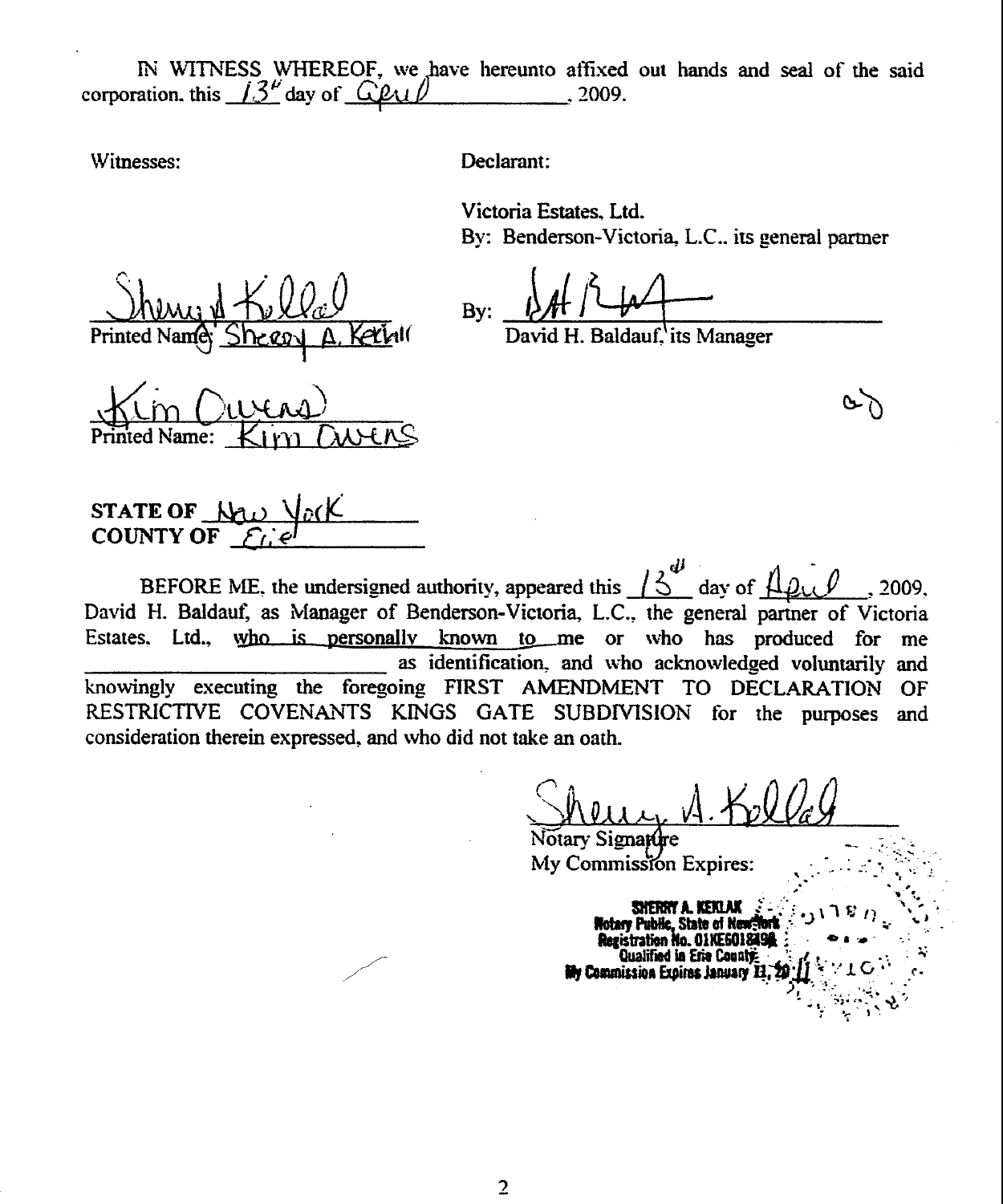IN WITNESS WHEREOF, we have hereunto affixed out hands and seal of the said corporation, this 13th day of April, 2009.

Witnesses:

Declarant:

Victoria Estates, Ltd.
By: Benderson-Victoria, L.C., its general partner

Sherry A. Kerlak
Printed Name: Sherry A. Kerlak

By: 
David H. Baldauf, its Manager

Kim Owens
Printed Name: Kim Owens

**STATE OF** New York
**COUNTY OF** Erie

BEFORE ME, the undersigned authority, appeared this 13th day of April, 2009, David H. Baldauf, as Manager of Benderson-Victoria, L.C., the general partner of Victoria Estates, Ltd., who is personally known to me or who has produced for me ______________________ as identification, and who acknowledged voluntarily and knowingly executing the foregoing FIRST AMENDMENT TO DECLARATION OF RESTRICTIVE COVENANTS KINGS GATE SUBDIVISION for the purposes and consideration therein expressed, and who did not take an oath.

Sherry A. Kerlak
Notary Signature
My Commission Expires:

SHERRY A. KERLAK
Notary Public, State of New York
Registration No. 01KE6018498
Qualified in Erie County
My Commission Expires January 11, 2011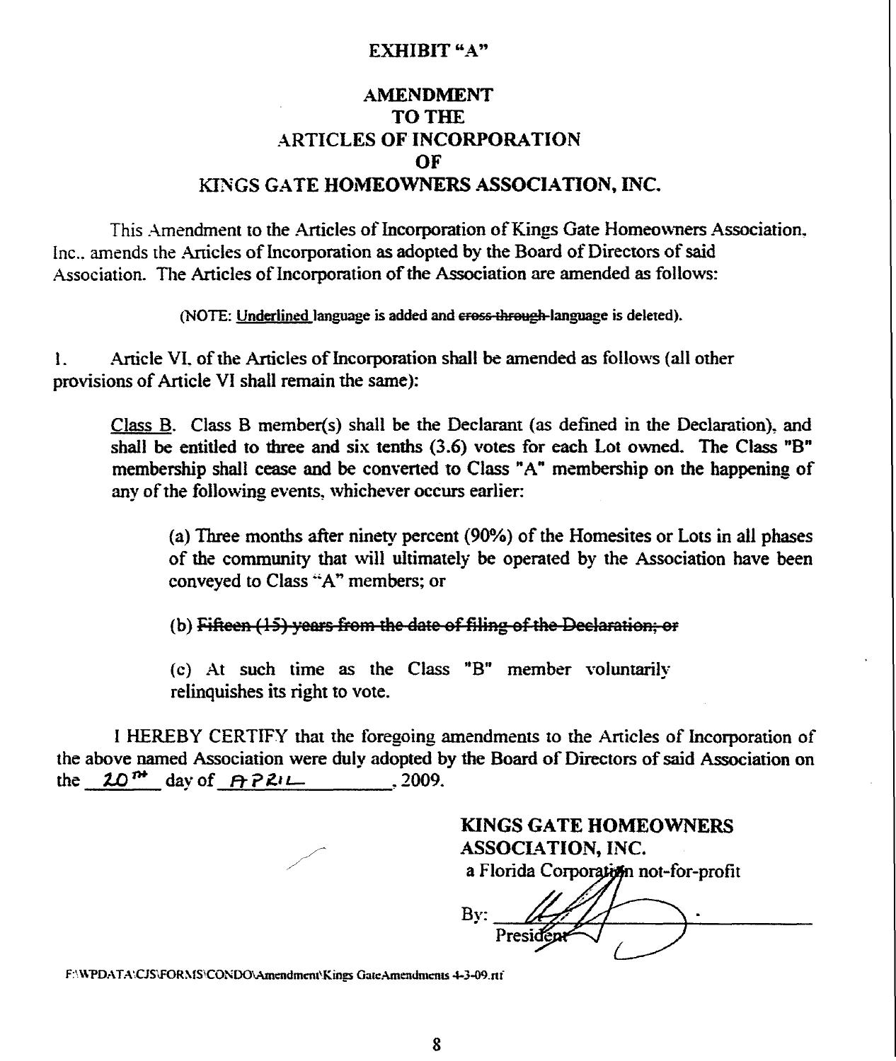EXHIBIT "A"

# AMENDMENT
# TO THE
# ARTICLES OF INCORPORATION
# OF
# KINGS GATE HOMEOWNERS ASSOCIATION, INC.

This Amendment to the Articles of Incorporation of Kings Gate Homeowners Association, Inc., amends the Articles of Incorporation as adopted by the Board of Directors of said Association. The Articles of Incorporation of the Association are amended as follows:

(NOTE: <u>Underlined</u> language is added and ~~cross-through~~ language is deleted).

1. Article VI, of the Articles of Incorporation shall be amended as follows (all other provisions of Article VI shall remain the same):

> <u>Class B</u>. Class B member(s) shall be the Declarant (as defined in the Declaration), and shall be entitled to three and six tenths (3.6) votes for each Lot owned. The Class "B" membership shall cease and be converted to Class "A" membership on the happening of any of the following events, whichever occurs earlier:
>
> > (a) Three months after ninety percent (90%) of the Homesites or Lots in all phases of the community that will ultimately be operated by the Association have been conveyed to Class "A" members; or
> >
> > (b) ~~Fifteen (15) years from the date of filing of the Declaration; or~~
> >
> > (c) At such time as the Class "B" member voluntarily relinquishes its right to vote.

I HEREBY CERTIFY that the foregoing amendments to the Articles of Incorporation of the above named Association were duly adopted by the Board of Directors of said Association on the 20TH day of APRIL, 2009.

**KINGS GATE HOMEOWNERS ASSOCIATION, INC.**
a Florida Corporation not-for-profit

By: ______________________
President

F:\WPDATA\CJS\FORMS\CONDO\Amendment\Kings GateAmendments 4-3-09.rtf